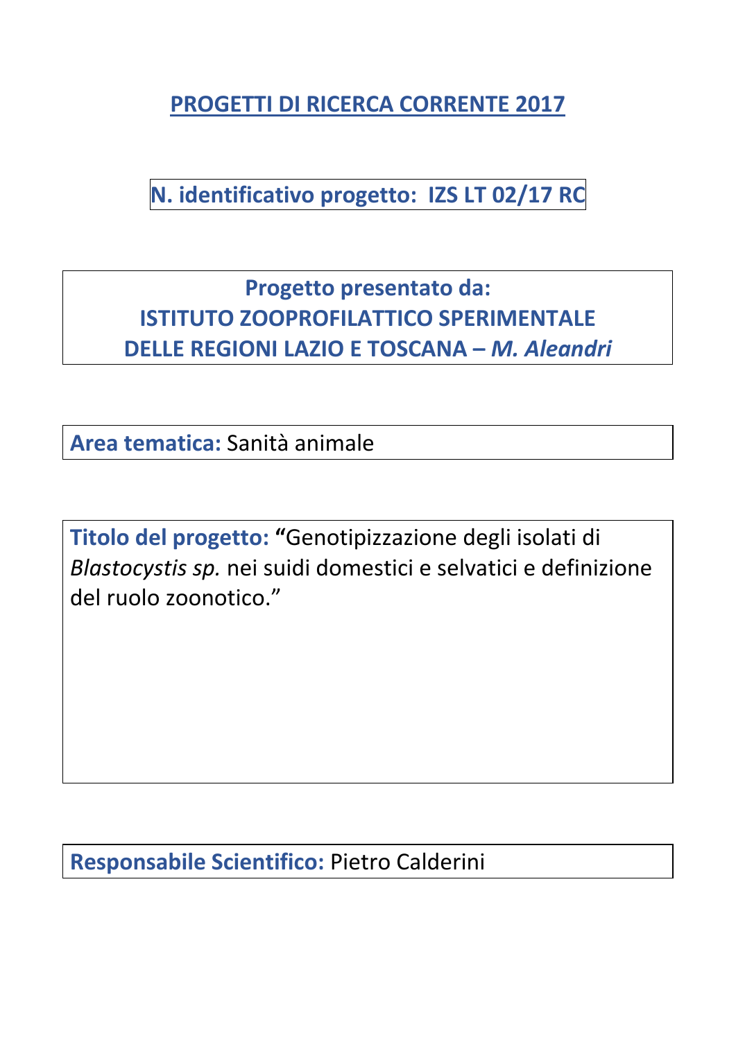# PROGETTI DI RICERCA CORRENTE 2017

**N. identificativo progetto: IZS LT 02/17 RC**

**Progetto presentato da:**
**ISTITUTO ZOOPROFILATTICO SPERIMENTALE DELLE REGIONI LAZIO E TOSCANA – *M. Aleandri***

**Area tematica:** Sanità animale

**Titolo del progetto:** **“**Genotipizzazione degli isolati di *Blastocystis sp.* nei suidi domestici e selvatici e definizione del ruolo zoonotico.”

**Responsabile Scientifico:** Pietro Calderini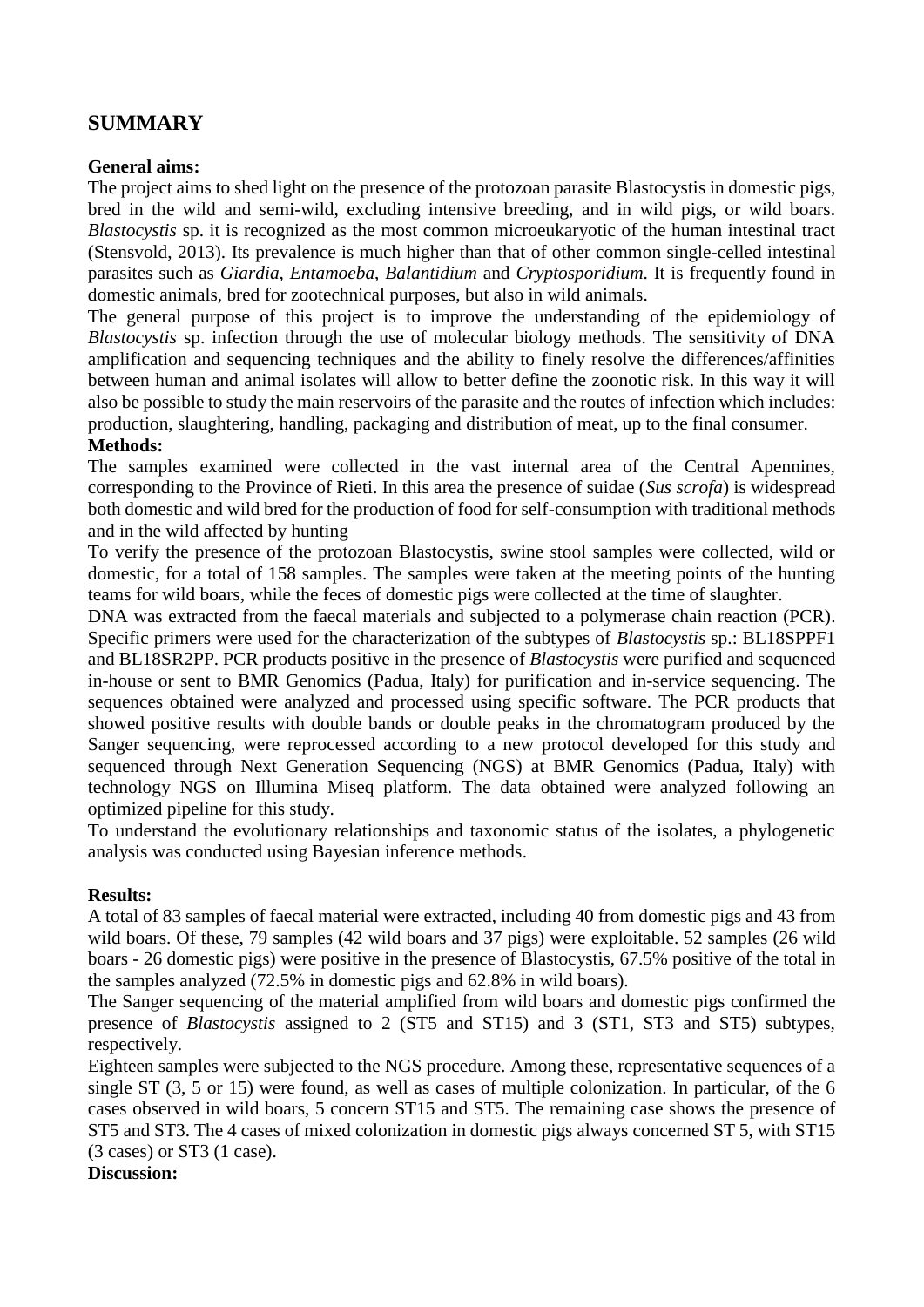## SUMMARY

**General aims:**

The project aims to shed light on the presence of the protozoan parasite Blastocystis in domestic pigs, bred in the wild and semi-wild, excluding intensive breeding, and in wild pigs, or wild boars. *Blastocystis* sp. it is recognized as the most common microeukaryotic of the human intestinal tract (Stensvold, 2013). Its prevalence is much higher than that of other common single-celled intestinal parasites such as *Giardia*, *Entamoeba*, *Balantidium* and *Cryptosporidium*. It is frequently found in domestic animals, bred for zootechnical purposes, but also in wild animals.

The general purpose of this project is to improve the understanding of the epidemiology of *Blastocystis* sp. infection through the use of molecular biology methods. The sensitivity of DNA amplification and sequencing techniques and the ability to finely resolve the differences/affinities between human and animal isolates will allow to better define the zoonotic risk. In this way it will also be possible to study the main reservoirs of the parasite and the routes of infection which includes: production, slaughtering, handling, packaging and distribution of meat, up to the final consumer.

**Methods:**

The samples examined were collected in the vast internal area of the Central Apennines, corresponding to the Province of Rieti. In this area the presence of suidae (*Sus scrofa*) is widespread both domestic and wild bred for the production of food for self-consumption with traditional methods and in the wild affected by hunting

To verify the presence of the protozoan Blastocystis, swine stool samples were collected, wild or domestic, for a total of 158 samples. The samples were taken at the meeting points of the hunting teams for wild boars, while the feces of domestic pigs were collected at the time of slaughter.

DNA was extracted from the faecal materials and subjected to a polymerase chain reaction (PCR). Specific primers were used for the characterization of the subtypes of *Blastocystis* sp.: BL18SPPF1 and BL18SR2PP. PCR products positive in the presence of *Blastocystis* were purified and sequenced in-house or sent to BMR Genomics (Padua, Italy) for purification and in-service sequencing. The sequences obtained were analyzed and processed using specific software. The PCR products that showed positive results with double bands or double peaks in the chromatogram produced by the Sanger sequencing, were reprocessed according to a new protocol developed for this study and sequenced through Next Generation Sequencing (NGS) at BMR Genomics (Padua, Italy) with technology NGS on Illumina Miseq platform. The data obtained were analyzed following an optimized pipeline for this study.

To understand the evolutionary relationships and taxonomic status of the isolates, a phylogenetic analysis was conducted using Bayesian inference methods.

**Results:**

A total of 83 samples of faecal material were extracted, including 40 from domestic pigs and 43 from wild boars. Of these, 79 samples (42 wild boars and 37 pigs) were exploitable. 52 samples (26 wild boars - 26 domestic pigs) were positive in the presence of Blastocystis, 67.5% positive of the total in the samples analyzed (72.5% in domestic pigs and 62.8% in wild boars).

The Sanger sequencing of the material amplified from wild boars and domestic pigs confirmed the presence of *Blastocystis* assigned to 2 (ST5 and ST15) and 3 (ST1, ST3 and ST5) subtypes, respectively.

Eighteen samples were subjected to the NGS procedure. Among these, representative sequences of a single ST (3, 5 or 15) were found, as well as cases of multiple colonization. In particular, of the 6 cases observed in wild boars, 5 concern ST15 and ST5. The remaining case shows the presence of ST5 and ST3. The 4 cases of mixed colonization in domestic pigs always concerned ST 5, with ST15 (3 cases) or ST3 (1 case).

**Discussion:**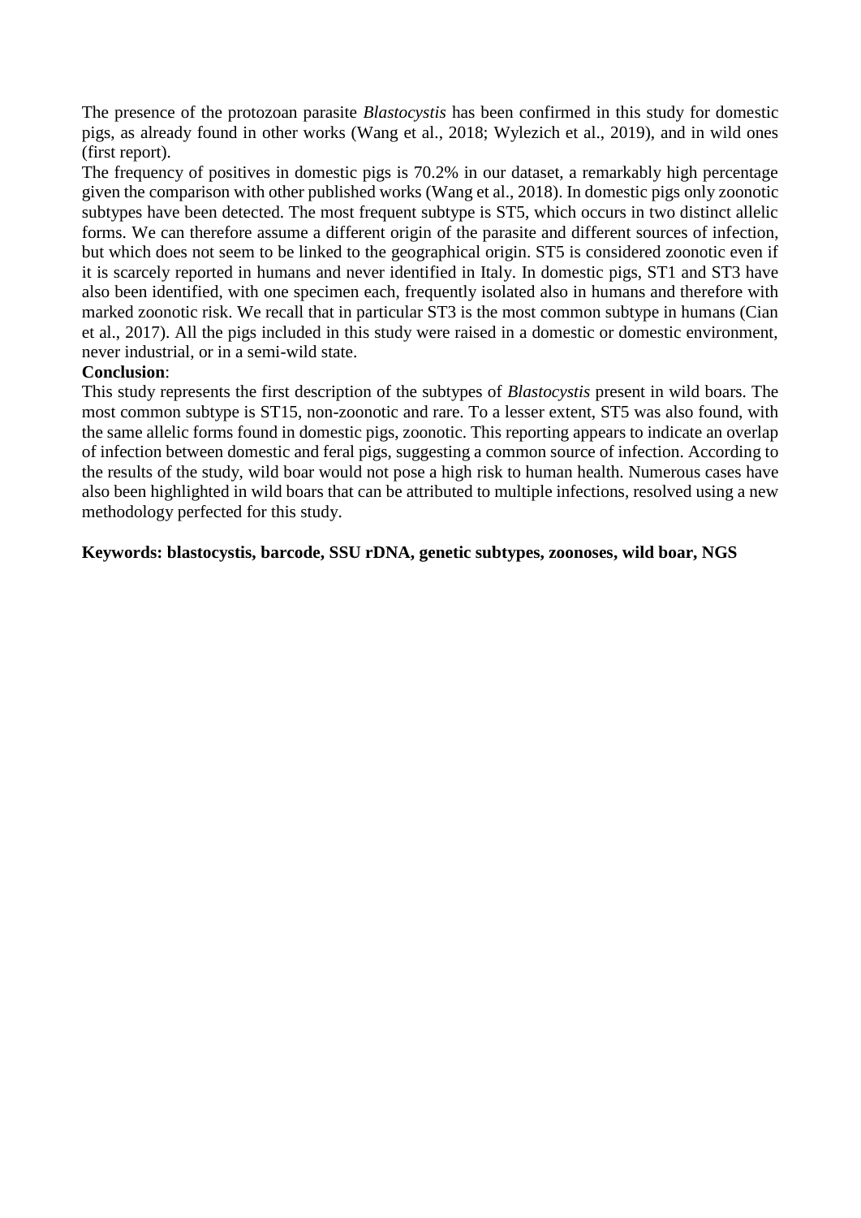The presence of the protozoan parasite *Blastocystis* has been confirmed in this study for domestic pigs, as already found in other works (Wang et al., 2018; Wylezich et al., 2019), and in wild ones (first report).

The frequency of positives in domestic pigs is 70.2% in our dataset, a remarkably high percentage given the comparison with other published works (Wang et al., 2018). In domestic pigs only zoonotic subtypes have been detected. The most frequent subtype is ST5, which occurs in two distinct allelic forms. We can therefore assume a different origin of the parasite and different sources of infection, but which does not seem to be linked to the geographical origin. ST5 is considered zoonotic even if it is scarcely reported in humans and never identified in Italy. In domestic pigs, ST1 and ST3 have also been identified, with one specimen each, frequently isolated also in humans and therefore with marked zoonotic risk. We recall that in particular ST3 is the most common subtype in humans (Cian et al., 2017). All the pigs included in this study were raised in a domestic or domestic environment, never industrial, or in a semi-wild state.

**Conclusion**:

This study represents the first description of the subtypes of *Blastocystis* present in wild boars. The most common subtype is ST15, non-zoonotic and rare. To a lesser extent, ST5 was also found, with the same allelic forms found in domestic pigs, zoonotic. This reporting appears to indicate an overlap of infection between domestic and feral pigs, suggesting a common source of infection. According to the results of the study, wild boar would not pose a high risk to human health. Numerous cases have also been highlighted in wild boars that can be attributed to multiple infections, resolved using a new methodology perfected for this study.

**Keywords: blastocystis, barcode, SSU rDNA, genetic subtypes, zoonoses, wild boar, NGS**